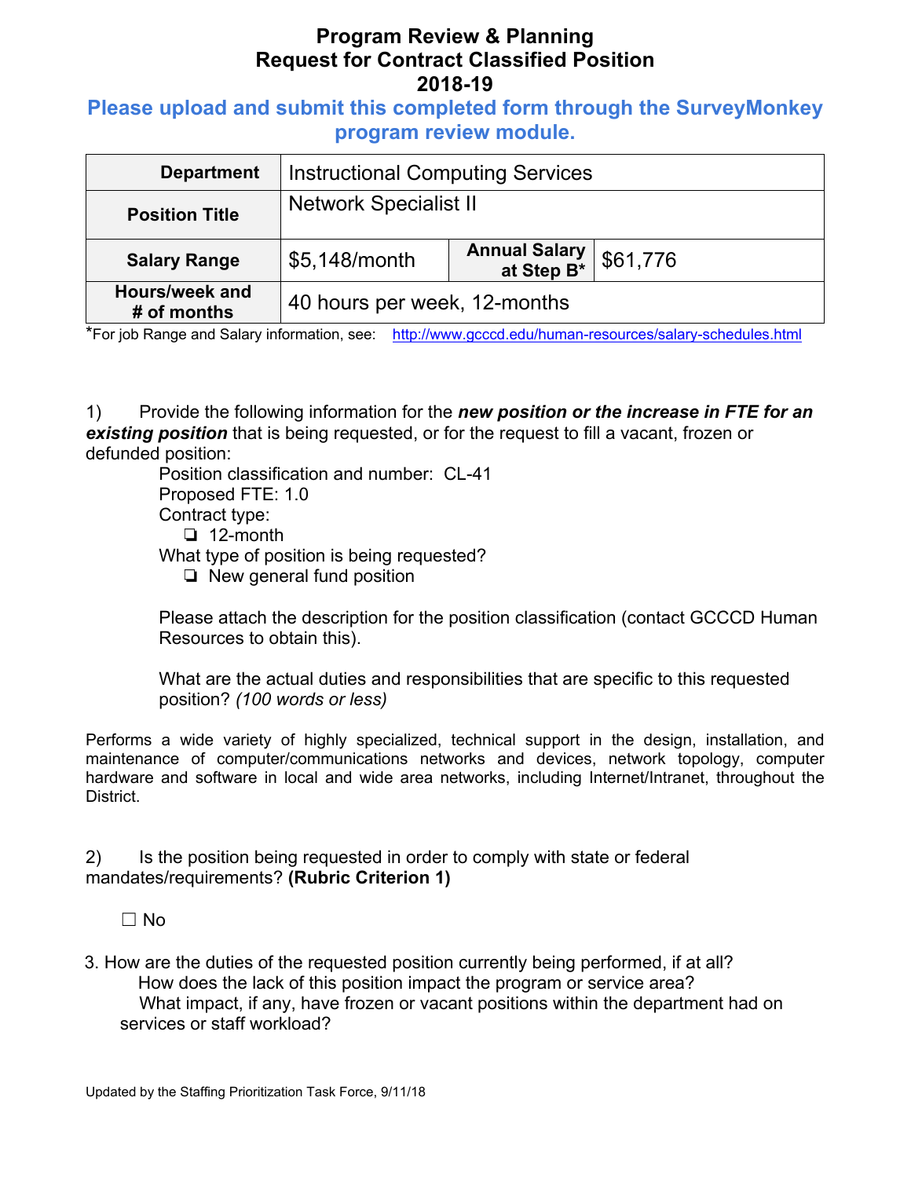# Program Review & Planning
## Request for Contract Classified Position
## 2018-19

**Please upload and submit this completed form through the SurveyMonkey program review module.**

| **Department** | Instructional Computing Services | | |
|---|---|---|---|
| **Position Title** | Network Specialist II | | |
| **Salary Range** | $5,148/month | **Annual Salary at Step B*** | $61,776 |
| **Hours/week and # of months** | 40 hours per week, 12-months | | |

*For job Range and Salary information, see: http://www.gcccd.edu/human-resources/salary-schedules.html

1) Provide the following information for the ***new position or the increase in FTE for an existing position*** that is being requested, or for the request to fill a vacant, frozen or defunded position:

Position classification and number: CL-41
Proposed FTE: 1.0
Contract type:
- ❏ 12-month

What type of position is being requested?
- ❏ New general fund position

Please attach the description for the position classification (contact GCCCD Human Resources to obtain this).

What are the actual duties and responsibilities that are specific to this requested position? *(100 words or less)*

Performs a wide variety of highly specialized, technical support in the design, installation, and maintenance of computer/communications networks and devices, network topology, computer hardware and software in local and wide area networks, including Internet/Intranet, throughout the District.

2) Is the position being requested in order to comply with state or federal mandates/requirements? **(Rubric Criterion 1)**

☐ No

3. How are the duties of the requested position currently being performed, if at all?
How does the lack of this position impact the program or service area?
What impact, if any, have frozen or vacant positions within the department had on services or staff workload?

Updated by the Staffing Prioritization Task Force, 9/11/18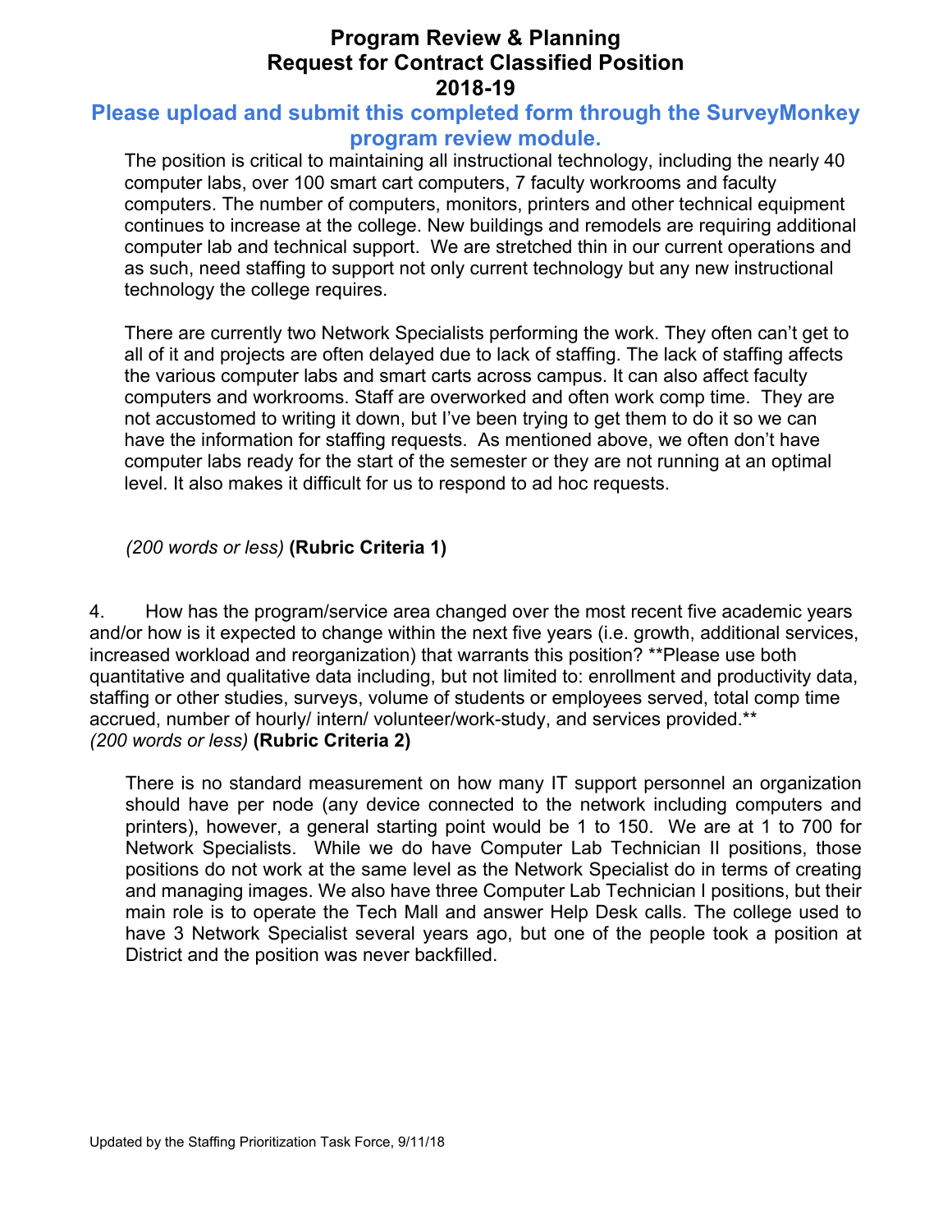# Program Review & Planning
# Request for Contract Classified Position
# 2018-19

**Please upload and submit this completed form through the SurveyMonkey program review module.**

The position is critical to maintaining all instructional technology, including the nearly 40 computer labs, over 100 smart cart computers, 7 faculty workrooms and faculty computers. The number of computers, monitors, printers and other technical equipment continues to increase at the college. New buildings and remodels are requiring additional computer lab and technical support. We are stretched thin in our current operations and as such, need staffing to support not only current technology but any new instructional technology the college requires.

There are currently two Network Specialists performing the work. They often can't get to all of it and projects are often delayed due to lack of staffing. The lack of staffing affects the various computer labs and smart carts across campus. It can also affect faculty computers and workrooms. Staff are overworked and often work comp time. They are not accustomed to writing it down, but I've been trying to get them to do it so we can have the information for staffing requests. As mentioned above, we often don't have computer labs ready for the start of the semester or they are not running at an optimal level. It also makes it difficult for us to respond to ad hoc requests.

*(200 words or less)* **(Rubric Criteria 1)**

4. How has the program/service area changed over the most recent five academic years and/or how is it expected to change within the next five years (i.e. growth, additional services, increased workload and reorganization) that warrants this position? **Please use both quantitative and qualitative data including, but not limited to: enrollment and productivity data, staffing or other studies, surveys, volume of students or employees served, total comp time accrued, number of hourly/ intern/ volunteer/work-study, and services provided.**
*(200 words or less)* **(Rubric Criteria 2)**

There is no standard measurement on how many IT support personnel an organization should have per node (any device connected to the network including computers and printers), however, a general starting point would be 1 to 150. We are at 1 to 700 for Network Specialists. While we do have Computer Lab Technician II positions, those positions do not work at the same level as the Network Specialist do in terms of creating and managing images. We also have three Computer Lab Technician I positions, but their main role is to operate the Tech Mall and answer Help Desk calls. The college used to have 3 Network Specialist several years ago, but one of the people took a position at District and the position was never backfilled.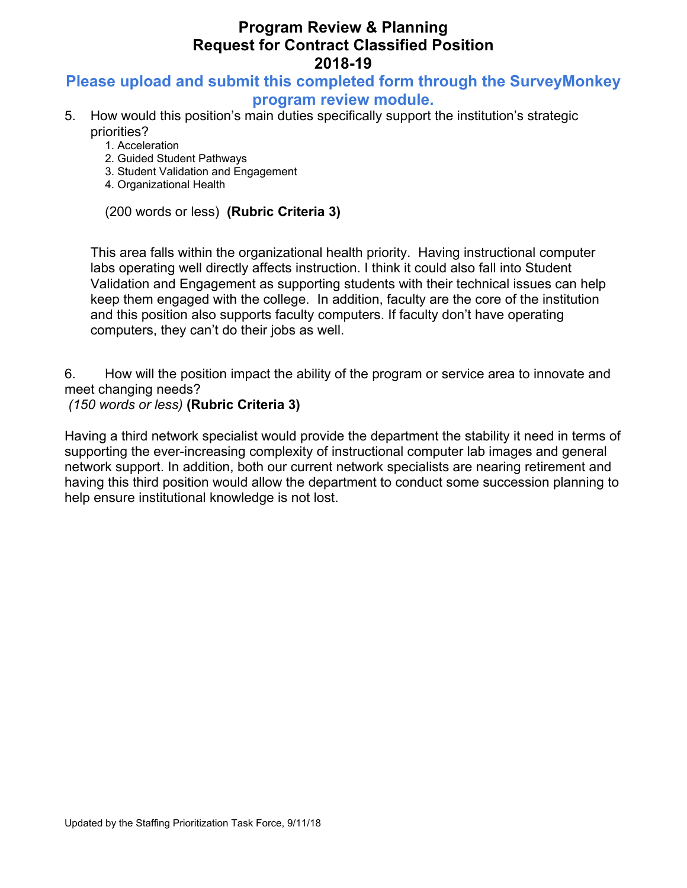# Program Review & Planning
# Request for Contract Classified Position
# 2018-19

**Please upload and submit this completed form through the SurveyMonkey program review module.**

5. How would this position's main duties specifically support the institution's strategic priorities?
   1. Acceleration
   2. Guided Student Pathways
   3. Student Validation and Engagement
   4. Organizational Health

   (200 words or less) **(Rubric Criteria 3)**

   This area falls within the organizational health priority. Having instructional computer labs operating well directly affects instruction. I think it could also fall into Student Validation and Engagement as supporting students with their technical issues can help keep them engaged with the college. In addition, faculty are the core of the institution and this position also supports faculty computers. If faculty don't have operating computers, they can't do their jobs as well.

6. How will the position impact the ability of the program or service area to innovate and meet changing needs?
*(150 words or less)* **(Rubric Criteria 3)**

Having a third network specialist would provide the department the stability it need in terms of supporting the ever-increasing complexity of instructional computer lab images and general network support. In addition, both our current network specialists are nearing retirement and having this third position would allow the department to conduct some succession planning to help ensure institutional knowledge is not lost.

Updated by the Staffing Prioritization Task Force, 9/11/18